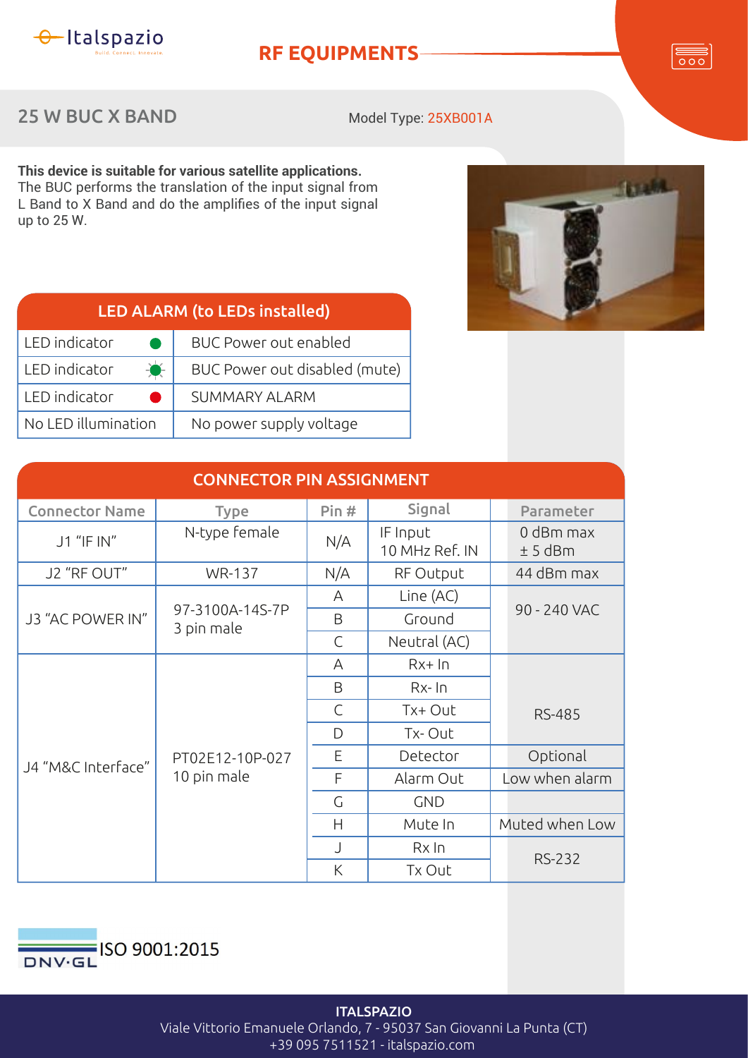# RF EQUIPMENTS

## 25 W BUC X BAND

Model Type: 25XB001A

**This device is suitable for various satellite applications.**
The BUC performs the translation of the input signal from L Band to X Band and do the amplifies of the input signal up to 25 W.

| LED ALARM (to LEDs installed) | |
|---|---|
| LED indicator (green) | BUC Power out enabled |
| LED indicator (blinking green) | BUC Power out disabled (mute) |
| LED indicator (red) | SUMMARY ALARM |
| No LED illumination | No power supply voltage |

**CONNECTOR PIN ASSIGNMENT**

| Connector Name | Type | Pin # | Signal | Parameter |
|---|---|---|---|---|
| J1 "IF IN" | N-type female | N/A | IF Input<br>10 MHz Ref. IN | 0 dBm max<br>± 5 dBm |
| J2 "RF OUT" | WR-137 | N/A | RF Output | 44 dBm max |
| J3 "AC POWER IN" | 97-3100A-14S-7P<br>3 pin male | A | Line (AC) | 90 - 240 VAC |
| | | B | Ground | |
| | | C | Neutral (AC) | |
| J4 "M&C Interface" | PT02E12-10P-027<br>10 pin male | A | Rx+ In | RS-485 |
| | | B | Rx- In | |
| | | C | Tx+ Out | |
| | | D | Tx- Out | |
| | | E | Detector | Optional |
| | | F | Alarm Out | Low when alarm |
| | | G | GND | |
| | | H | Mute In | Muted when Low |
| | | J | Rx In | RS-232 |
| | | K | Tx Out | |

DNV·GL ISO 9001:2015

**ITALSPAZIO**
Viale Vittorio Emanuele Orlando, 7 - 95037 San Giovanni La Punta (CT)
+39 095 7511521 - italspazio.com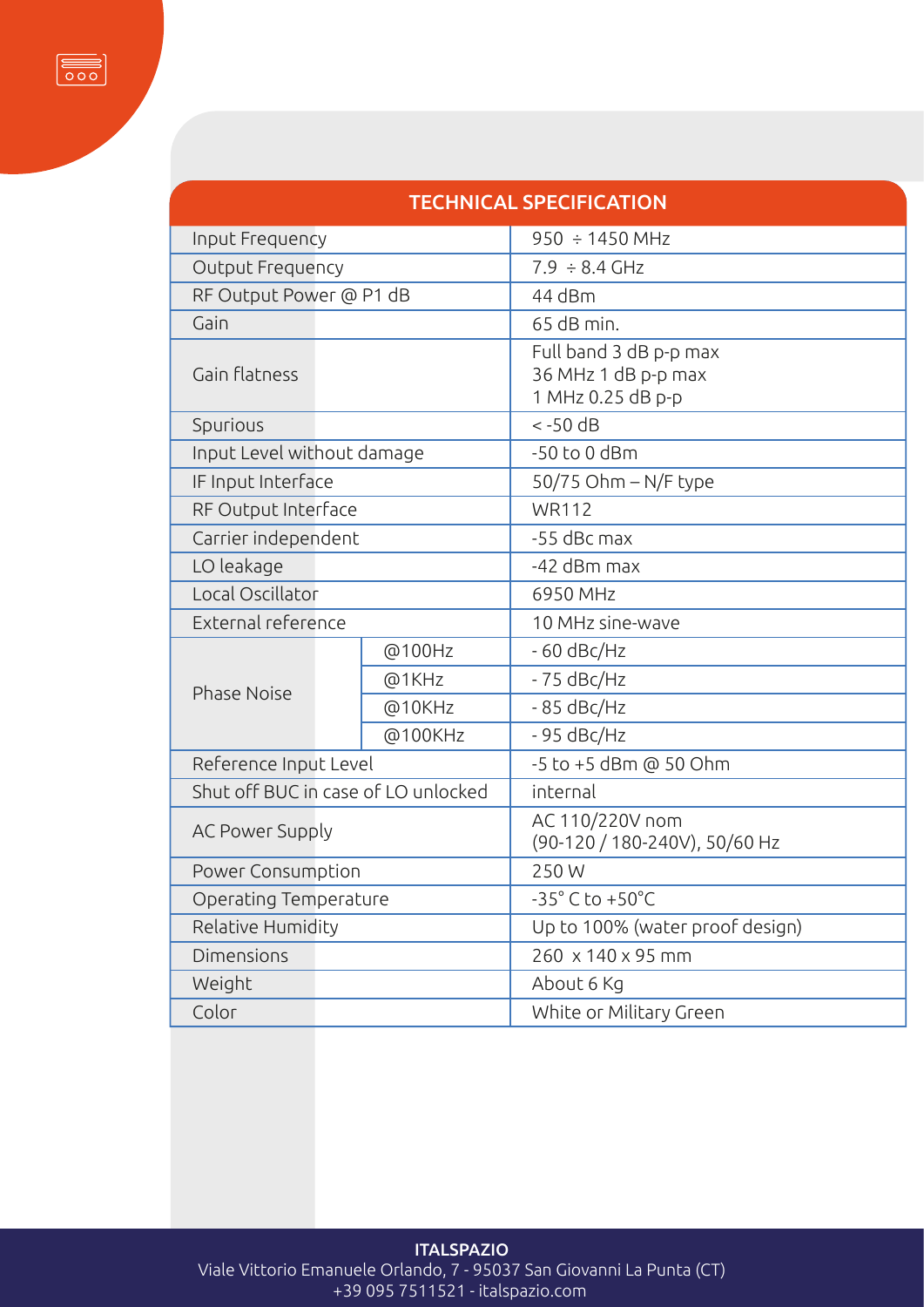## TECHNICAL SPECIFICATION

| | | |
|---|---|---|
| Input Frequency | | 950 ÷ 1450 MHz |
| Output Frequency | | 7.9 ÷ 8.4 GHz |
| RF Output Power @ P1 dB | | 44 dBm |
| Gain | | 65 dB min. |
| Gain flatness | | Full band 3 dB p-p max<br>36 MHz 1 dB p-p max<br>1 MHz 0.25 dB p-p |
| Spurious | | < -50 dB |
| Input Level without damage | | -50 to 0 dBm |
| IF Input Interface | | 50/75 Ohm – N/F type |
| RF Output Interface | | WR112 |
| Carrier independent | | -55 dBc max |
| LO leakage | | -42 dBm max |
| Local Oscillator | | 6950 MHz |
| External reference | | 10 MHz sine-wave |
| Phase Noise | @100Hz | - 60 dBc/Hz |
| | @1KHz | - 75 dBc/Hz |
| | @10KHz | - 85 dBc/Hz |
| | @100KHz | - 95 dBc/Hz |
| Reference Input Level | | -5 to +5 dBm @ 50 Ohm |
| Shut off BUC in case of LO unlocked | | internal |
| AC Power Supply | | AC 110/220V nom<br>(90-120 / 180-240V), 50/60 Hz |
| Power Consumption | | 250 W |
| Operating Temperature | | -35° C to +50°C |
| Relative Humidity | | Up to 100% (water proof design) |
| Dimensions | | 260 x 140 x 95 mm |
| Weight | | About 6 Kg |
| Color | | White or Military Green |

**ITALSPAZIO**
Viale Vittorio Emanuele Orlando, 7 - 95037 San Giovanni La Punta (CT)
+39 095 7511521 - italspazio.com